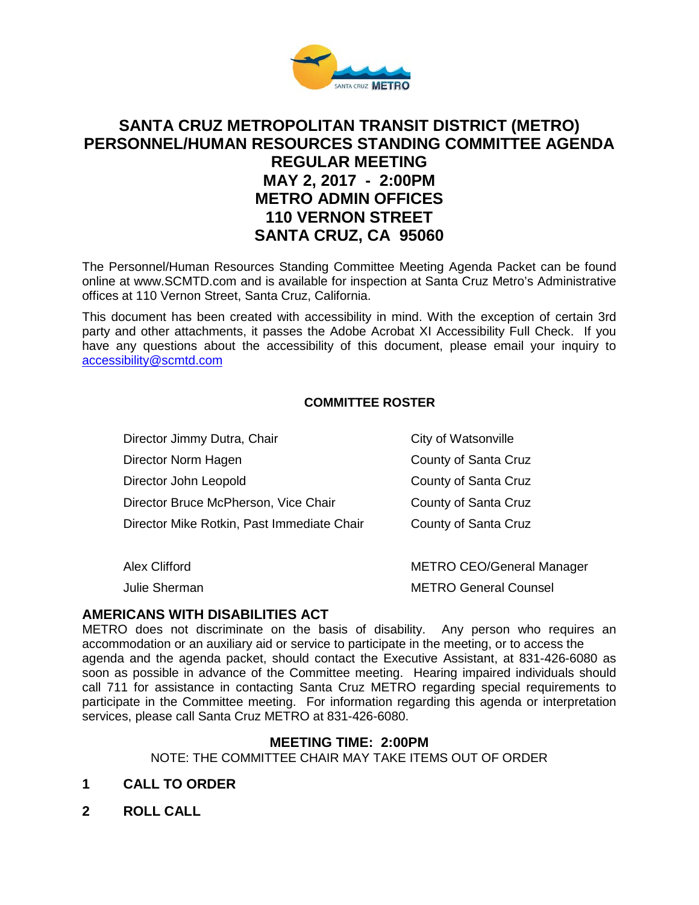# SANTA CRUZ METROPOLITAN TRANSIT DISTRICT (METRO) PERSONNEL/HUMAN RESOURCES STANDING COMMITTEE AGENDA

## REGULAR MEETING
## MAY 2, 2017 - 2:00PM
## METRO ADMIN OFFICES
## 110 VERNON STREET
## SANTA CRUZ, CA 95060

The Personnel/Human Resources Standing Committee Meeting Agenda Packet can be found online at www.SCMTD.com and is available for inspection at Santa Cruz Metro's Administrative offices at 110 Vernon Street, Santa Cruz, California.

This document has been created with accessibility in mind. With the exception of certain 3rd party and other attachments, it passes the Adobe Acrobat XI Accessibility Full Check. If you have any questions about the accessibility of this document, please email your inquiry to accessibility@scmtd.com

**COMMITTEE ROSTER**

| | |
|---|---|
| Director Jimmy Dutra, Chair | City of Watsonville |
| Director Norm Hagen | County of Santa Cruz |
| Director John Leopold | County of Santa Cruz |
| Director Bruce McPherson, Vice Chair | County of Santa Cruz |
| Director Mike Rotkin, Past Immediate Chair | County of Santa Cruz |
| | |
| Alex Clifford | METRO CEO/General Manager |
| Julie Sherman | METRO General Counsel |

**AMERICANS WITH DISABILITIES ACT**

METRO does not discriminate on the basis of disability. Any person who requires an accommodation or an auxiliary aid or service to participate in the meeting, or to access the agenda and the agenda packet, should contact the Executive Assistant, at 831-426-6080 as soon as possible in advance of the Committee meeting. Hearing impaired individuals should call 711 for assistance in contacting Santa Cruz METRO regarding special requirements to participate in the Committee meeting. For information regarding this agenda or interpretation services, please call Santa Cruz METRO at 831-426-6080.

**MEETING TIME: 2:00PM**

NOTE: THE COMMITTEE CHAIR MAY TAKE ITEMS OUT OF ORDER

**1 CALL TO ORDER**

**2 ROLL CALL**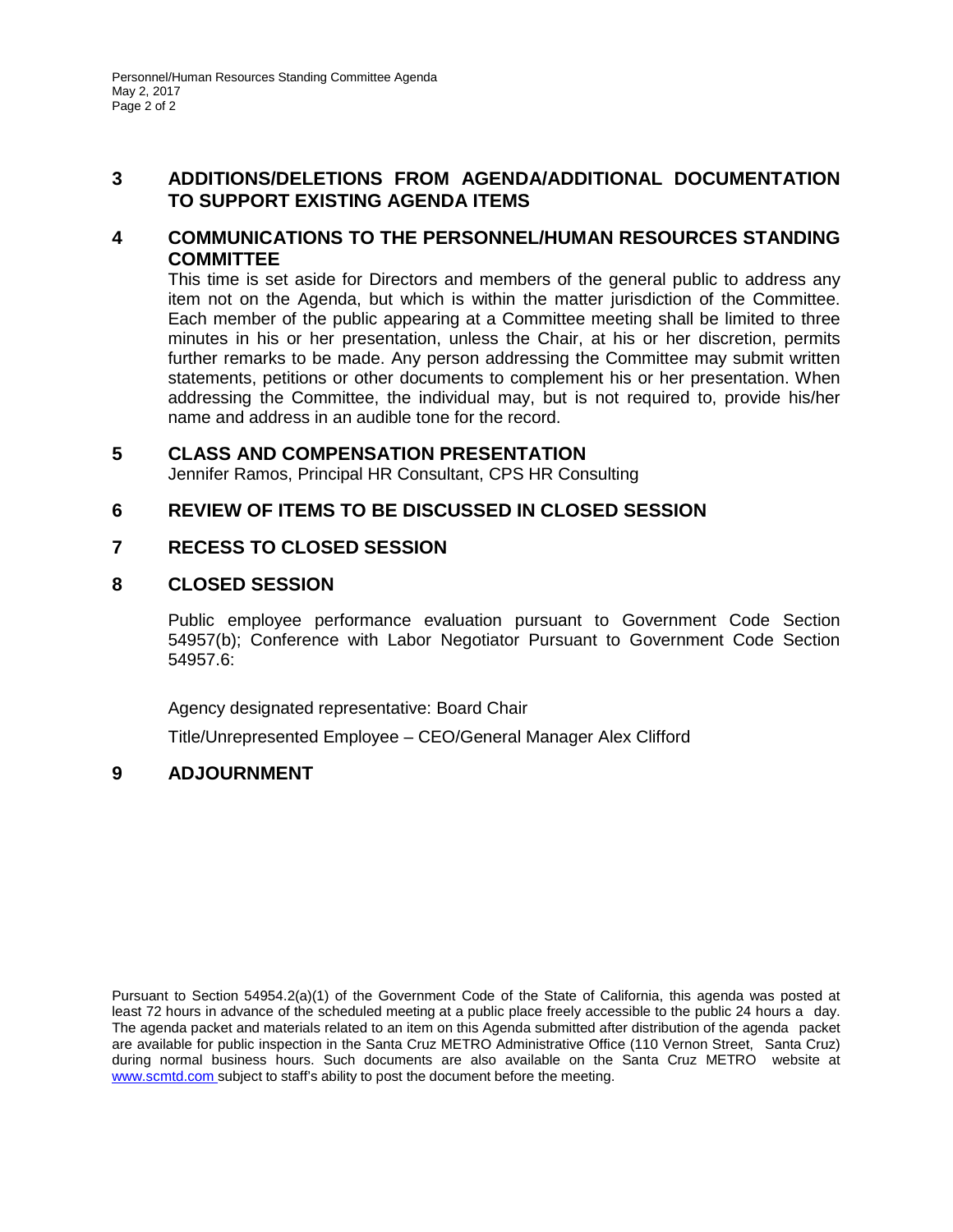## 3 ADDITIONS/DELETIONS FROM AGENDA/ADDITIONAL DOCUMENTATION TO SUPPORT EXISTING AGENDA ITEMS

## 4 COMMUNICATIONS TO THE PERSONNEL/HUMAN RESOURCES STANDING COMMITTEE

This time is set aside for Directors and members of the general public to address any item not on the Agenda, but which is within the matter jurisdiction of the Committee. Each member of the public appearing at a Committee meeting shall be limited to three minutes in his or her presentation, unless the Chair, at his or her discretion, permits further remarks to be made. Any person addressing the Committee may submit written statements, petitions or other documents to complement his or her presentation. When addressing the Committee, the individual may, but is not required to, provide his/her name and address in an audible tone for the record.

## 5 CLASS AND COMPENSATION PRESENTATION

Jennifer Ramos, Principal HR Consultant, CPS HR Consulting

## 6 REVIEW OF ITEMS TO BE DISCUSSED IN CLOSED SESSION

## 7 RECESS TO CLOSED SESSION

## 8 CLOSED SESSION

Public employee performance evaluation pursuant to Government Code Section 54957(b); Conference with Labor Negotiator Pursuant to Government Code Section 54957.6:

Agency designated representative: Board Chair

Title/Unrepresented Employee – CEO/General Manager Alex Clifford

## 9 ADJOURNMENT

Pursuant to Section 54954.2(a)(1) of the Government Code of the State of California, this agenda was posted at least 72 hours in advance of the scheduled meeting at a public place freely accessible to the public 24 hours a day. The agenda packet and materials related to an item on this Agenda submitted after distribution of the agenda packet are available for public inspection in the Santa Cruz METRO Administrative Office (110 Vernon Street, Santa Cruz) during normal business hours. Such documents are also available on the Santa Cruz METRO website at www.scmtd.com subject to staff's ability to post the document before the meeting.